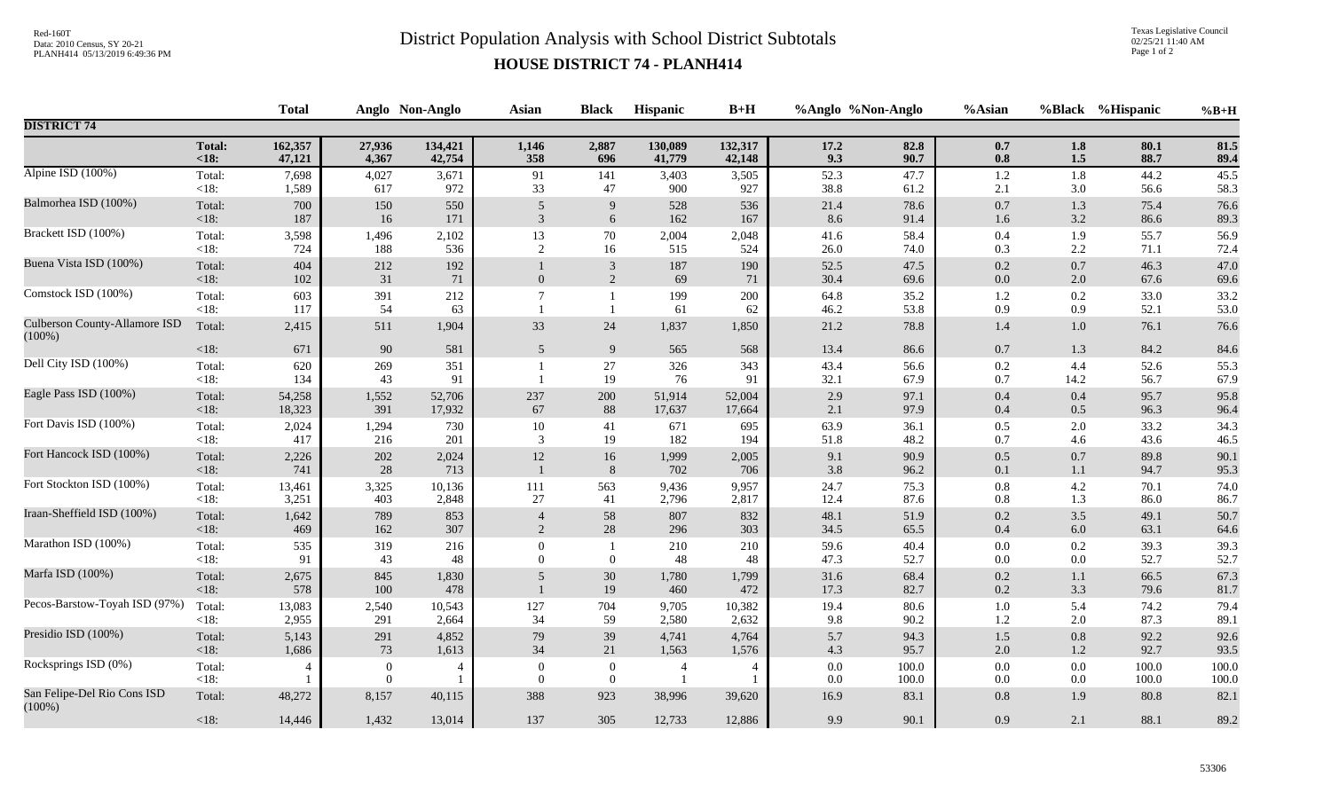# District Population Analysis with School District Subtotals

## HOUSE DISTRICT 74 - PLANH414

Red-160T
Data: 2010 Census, SY 20-21
PLANH414 05/13/2019 6:49:36 PM

Texas Legislative Council
02/25/21 11:40 AM

| | | Total | Anglo | Non-Anglo | Asian | Black | Hispanic | B+H | %Anglo | %Non-Anglo | %Asian | %Black | %Hispanic | %B+H |
|---|---|---|---|---|---|---|---|---|---|---|---|---|---|---|
| **DISTRICT 74** | | | | | | | | | | | | | | |
| | **Total:** | **162,357** | **27,936** | **134,421** | **1,146** | **2,887** | **130,089** | **132,317** | **17.2** | **82.8** | **0.7** | **1.8** | **80.1** | **81.5** |
| | **<18:** | **47,121** | **4,367** | **42,754** | **358** | **696** | **41,779** | **42,148** | **9.3** | **90.7** | **0.8** | **1.5** | **88.7** | **89.4** |
| Alpine ISD (100%) | Total: | 7,698 | 4,027 | 3,671 | 91 | 141 | 3,403 | 3,505 | 52.3 | 47.7 | 1.2 | 1.8 | 44.2 | 45.5 |
| | <18: | 1,589 | 617 | 972 | 33 | 47 | 900 | 927 | 38.8 | 61.2 | 2.1 | 3.0 | 56.6 | 58.3 |
| Balmorhea ISD (100%) | Total: | 700 | 150 | 550 | 5 | 9 | 528 | 536 | 21.4 | 78.6 | 0.7 | 1.3 | 75.4 | 76.6 |
| | <18: | 187 | 16 | 171 | 3 | 6 | 162 | 167 | 8.6 | 91.4 | 1.6 | 3.2 | 86.6 | 89.3 |
| Brackett ISD (100%) | Total: | 3,598 | 1,496 | 2,102 | 13 | 70 | 2,004 | 2,048 | 41.6 | 58.4 | 0.4 | 1.9 | 55.7 | 56.9 |
| | <18: | 724 | 188 | 536 | 2 | 16 | 515 | 524 | 26.0 | 74.0 | 0.3 | 2.2 | 71.1 | 72.4 |
| Buena Vista ISD (100%) | Total: | 404 | 212 | 192 | 1 | 3 | 187 | 190 | 52.5 | 47.5 | 0.2 | 0.7 | 46.3 | 47.0 |
| | <18: | 102 | 31 | 71 | 0 | 2 | 69 | 71 | 30.4 | 69.6 | 0.0 | 2.0 | 67.6 | 69.6 |
| Comstock ISD (100%) | Total: | 603 | 391 | 212 | 7 | 1 | 199 | 200 | 64.8 | 35.2 | 1.2 | 0.2 | 33.0 | 33.2 |
| | <18: | 117 | 54 | 63 | 1 | 1 | 61 | 62 | 46.2 | 53.8 | 0.9 | 0.9 | 52.1 | 53.0 |
| Culberson County-Allamore ISD (100%) | Total: | 2,415 | 511 | 1,904 | 33 | 24 | 1,837 | 1,850 | 21.2 | 78.8 | 1.4 | 1.0 | 76.1 | 76.6 |
| | <18: | 671 | 90 | 581 | 5 | 9 | 565 | 568 | 13.4 | 86.6 | 0.7 | 1.3 | 84.2 | 84.6 |
| Dell City ISD (100%) | Total: | 620 | 269 | 351 | 1 | 27 | 326 | 343 | 43.4 | 56.6 | 0.2 | 4.4 | 52.6 | 55.3 |
| | <18: | 134 | 43 | 91 | 1 | 19 | 76 | 91 | 32.1 | 67.9 | 0.7 | 14.2 | 56.7 | 67.9 |
| Eagle Pass ISD (100%) | Total: | 54,258 | 1,552 | 52,706 | 237 | 200 | 51,914 | 52,004 | 2.9 | 97.1 | 0.4 | 0.4 | 95.7 | 95.8 |
| | <18: | 18,323 | 391 | 17,932 | 67 | 88 | 17,637 | 17,664 | 2.1 | 97.9 | 0.4 | 0.5 | 96.3 | 96.4 |
| Fort Davis ISD (100%) | Total: | 2,024 | 1,294 | 730 | 10 | 41 | 671 | 695 | 63.9 | 36.1 | 0.5 | 2.0 | 33.2 | 34.3 |
| | <18: | 417 | 216 | 201 | 3 | 19 | 182 | 194 | 51.8 | 48.2 | 0.7 | 4.6 | 43.6 | 46.5 |
| Fort Hancock ISD (100%) | Total: | 2,226 | 202 | 2,024 | 12 | 16 | 1,999 | 2,005 | 9.1 | 90.9 | 0.5 | 0.7 | 89.8 | 90.1 |
| | <18: | 741 | 28 | 713 | 1 | 8 | 702 | 706 | 3.8 | 96.2 | 0.1 | 1.1 | 94.7 | 95.3 |
| Fort Stockton ISD (100%) | Total: | 13,461 | 3,325 | 10,136 | 111 | 563 | 9,436 | 9,957 | 24.7 | 75.3 | 0.8 | 4.2 | 70.1 | 74.0 |
| | <18: | 3,251 | 403 | 2,848 | 27 | 41 | 2,796 | 2,817 | 12.4 | 87.6 | 0.8 | 1.3 | 86.0 | 86.7 |
| Iraan-Sheffield ISD (100%) | Total: | 1,642 | 789 | 853 | 4 | 58 | 807 | 832 | 48.1 | 51.9 | 0.2 | 3.5 | 49.1 | 50.7 |
| | <18: | 469 | 162 | 307 | 2 | 28 | 296 | 303 | 34.5 | 65.5 | 0.4 | 6.0 | 63.1 | 64.6 |
| Marathon ISD (100%) | Total: | 535 | 319 | 216 | 0 | 1 | 210 | 210 | 59.6 | 40.4 | 0.0 | 0.2 | 39.3 | 39.3 |
| | <18: | 91 | 43 | 48 | 0 | 0 | 48 | 48 | 47.3 | 52.7 | 0.0 | 0.0 | 52.7 | 52.7 |
| Marfa ISD (100%) | Total: | 2,675 | 845 | 1,830 | 5 | 30 | 1,780 | 1,799 | 31.6 | 68.4 | 0.2 | 1.1 | 66.5 | 67.3 |
| | <18: | 578 | 100 | 478 | 1 | 19 | 460 | 472 | 17.3 | 82.7 | 0.2 | 3.3 | 79.6 | 81.7 |
| Pecos-Barstow-Toyah ISD (97%) | Total: | 13,083 | 2,540 | 10,543 | 127 | 704 | 9,705 | 10,382 | 19.4 | 80.6 | 1.0 | 5.4 | 74.2 | 79.4 |
| | <18: | 2,955 | 291 | 2,664 | 34 | 59 | 2,580 | 2,632 | 9.8 | 90.2 | 1.2 | 2.0 | 87.3 | 89.1 |
| Presidio ISD (100%) | Total: | 5,143 | 291 | 4,852 | 79 | 39 | 4,741 | 4,764 | 5.7 | 94.3 | 1.5 | 0.8 | 92.2 | 92.6 |
| | <18: | 1,686 | 73 | 1,613 | 34 | 21 | 1,563 | 1,576 | 4.3 | 95.7 | 2.0 | 1.2 | 92.7 | 93.5 |
| Rocksprings ISD (0%) | Total: | 4 | 0 | 4 | 0 | 0 | 4 | 4 | 0.0 | 100.0 | 0.0 | 0.0 | 100.0 | 100.0 |
| | <18: | 1 | 0 | 1 | 0 | 0 | 1 | 1 | 0.0 | 100.0 | 0.0 | 0.0 | 100.0 | 100.0 |
| San Felipe-Del Rio Cons ISD (100%) | Total: | 48,272 | 8,157 | 40,115 | 388 | 923 | 38,996 | 39,620 | 16.9 | 83.1 | 0.8 | 1.9 | 80.8 | 82.1 |
| | <18: | 14,446 | 1,432 | 13,014 | 137 | 305 | 12,733 | 12,886 | 9.9 | 90.1 | 0.9 | 2.1 | 88.1 | 89.2 |

53306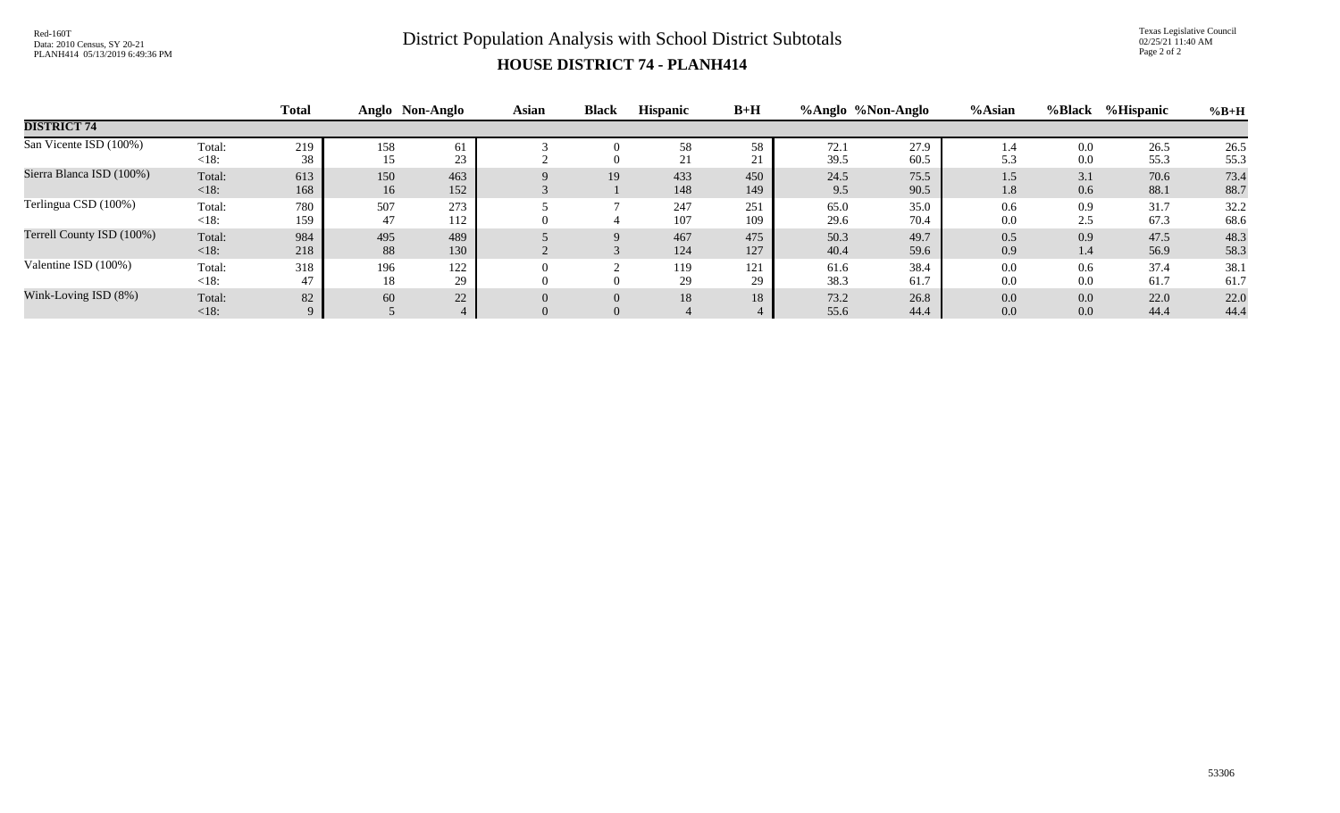# District Population Analysis with School District Subtotals

## HOUSE DISTRICT 74 - PLANH414

| | | Total | Anglo | Non-Anglo | Asian | Black | Hispanic | B+H | %Anglo | %Non-Anglo | %Asian | %Black | %Hispanic | %B+H |
|---|---|---|---|---|---|---|---|---|---|---|---|---|---|---|
| **DISTRICT 74** | | | | | | | | | | | | | | |
| San Vicente ISD (100%) | Total: | 219 | 158 | 61 | 3 | 0 | 58 | 58 | 72.1 | 27.9 | 1.4 | 0.0 | 26.5 | 26.5 |
| | <18: | 38 | 15 | 23 | 2 | 0 | 21 | 21 | 39.5 | 60.5 | 5.3 | 0.0 | 55.3 | 55.3 |
| Sierra Blanca ISD (100%) | Total: | 613 | 150 | 463 | 9 | 19 | 433 | 450 | 24.5 | 75.5 | 1.5 | 3.1 | 70.6 | 73.4 |
| | <18: | 168 | 16 | 152 | 3 | 1 | 148 | 149 | 9.5 | 90.5 | 1.8 | 0.6 | 88.1 | 88.7 |
| Terlingua CSD (100%) | Total: | 780 | 507 | 273 | 5 | 7 | 247 | 251 | 65.0 | 35.0 | 0.6 | 0.9 | 31.7 | 32.2 |
| | <18: | 159 | 47 | 112 | 0 | 4 | 107 | 109 | 29.6 | 70.4 | 0.0 | 2.5 | 67.3 | 68.6 |
| Terrell County ISD (100%) | Total: | 984 | 495 | 489 | 5 | 9 | 467 | 475 | 50.3 | 49.7 | 0.5 | 0.9 | 47.5 | 48.3 |
| | <18: | 218 | 88 | 130 | 2 | 3 | 124 | 127 | 40.4 | 59.6 | 0.9 | 1.4 | 56.9 | 58.3 |
| Valentine ISD (100%) | Total: | 318 | 196 | 122 | 0 | 2 | 119 | 121 | 61.6 | 38.4 | 0.0 | 0.6 | 37.4 | 38.1 |
| | <18: | 47 | 18 | 29 | 0 | 0 | 29 | 29 | 38.3 | 61.7 | 0.0 | 0.0 | 61.7 | 61.7 |
| Wink-Loving ISD (8%) | Total: | 82 | 60 | 22 | 0 | 0 | 18 | 18 | 73.2 | 26.8 | 0.0 | 0.0 | 22.0 | 22.0 |
| | <18: | 9 | 5 | 4 | 0 | 0 | 4 | 4 | 55.6 | 44.4 | 0.0 | 0.0 | 44.4 | 44.4 |